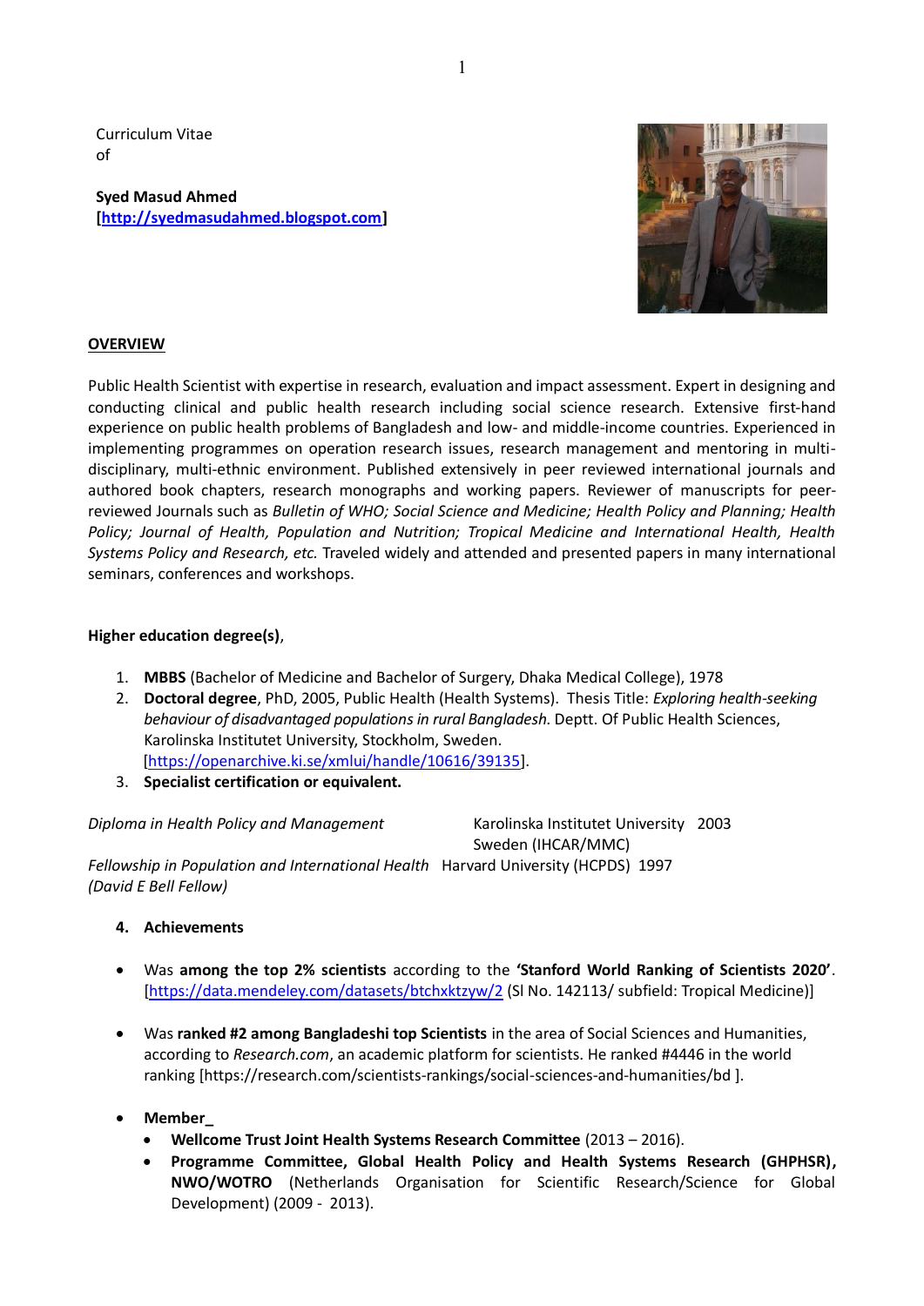Curriculum Vitae
of

**Syed Masud Ahmed**
**[http://syedmasudahmed.blogspot.com]**

## OVERVIEW

Public Health Scientist with expertise in research, evaluation and impact assessment. Expert in designing and conducting clinical and public health research including social science research. Extensive first-hand experience on public health problems of Bangladesh and low- and middle-income countries. Experienced in implementing programmes on operation research issues, research management and mentoring in multi-disciplinary, multi-ethnic environment. Published extensively in peer reviewed international journals and authored book chapters, research monographs and working papers. Reviewer of manuscripts for peer-reviewed Journals such as *Bulletin of WHO; Social Science and Medicine; Health Policy and Planning; Health Policy; Journal of Health, Population and Nutrition; Tropical Medicine and International Health, Health Systems Policy and Research, etc.* Traveled widely and attended and presented papers in many international seminars, conferences and workshops.

**Higher education degree(s)**,

1. **MBBS** (Bachelor of Medicine and Bachelor of Surgery, Dhaka Medical College), 1978
2. **Doctoral degree**, PhD, 2005, Public Health (Health Systems). Thesis Title: *Exploring health-seeking behaviour of disadvantaged populations in rural Bangladesh.* Deptt. Of Public Health Sciences, Karolinska Institutet University, Stockholm, Sweden. [https://openarchive.ki.se/xmlui/handle/10616/39135].
3. **Specialist certification or equivalent.**

| | | |
|---|---|---|
| *Diploma in Health Policy and Management* | Karolinska Institutet University Sweden (IHCAR/MMC) | 2003 |
| *Fellowship in Population and International Health (David E Bell Fellow)* | Harvard University (HCPDS) | 1997 |

4. **Achievements**

- Was **among the top 2% scientists** according to the **'Stanford World Ranking of Scientists 2020'**. [https://data.mendeley.com/datasets/btchxktzyw/2 (Sl No. 142113/ subfield: Tropical Medicine)]

- Was **ranked #2 among Bangladeshi top Scientists** in the area of Social Sciences and Humanities, according to *Research.com*, an academic platform for scientists. He ranked #4446 in the world ranking [https://research.com/scientists-rankings/social-sciences-and-humanities/bd ].

- **Member_**
  - **Wellcome Trust Joint Health Systems Research Committee** (2013 – 2016).
  - **Programme Committee, Global Health Policy and Health Systems Research (GHPHSR), NWO/WOTRO** (Netherlands Organisation for Scientific Research/Science for Global Development) (2009 - 2013).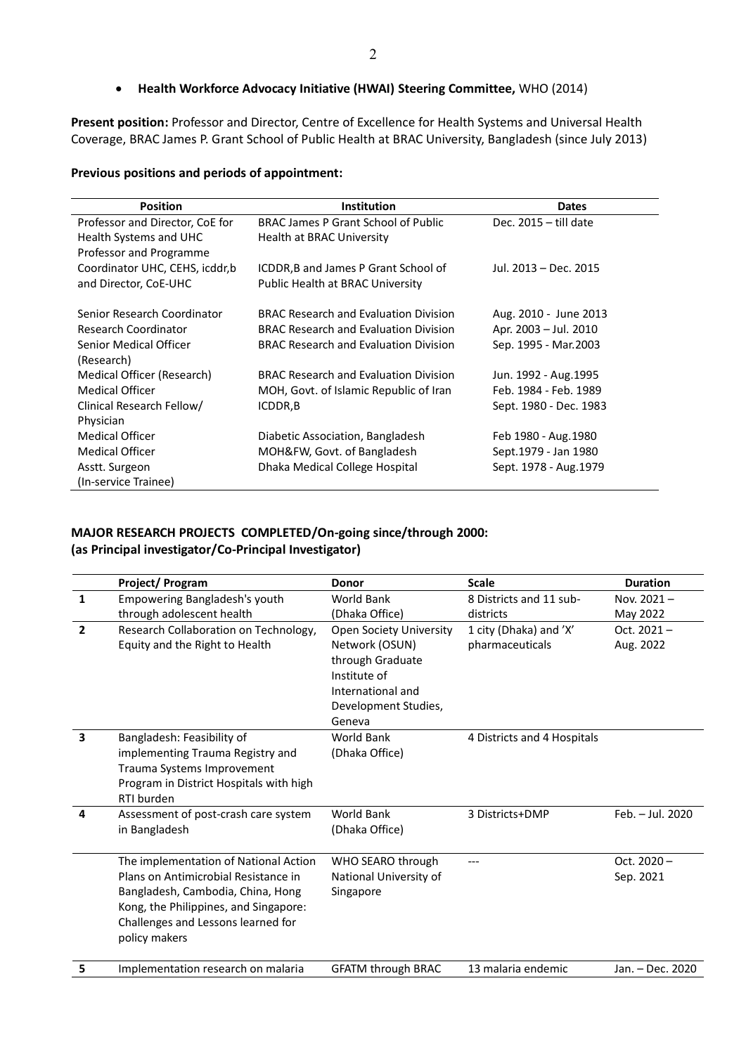- **Health Workforce Advocacy Initiative (HWAI) Steering Committee,** WHO (2014)

**Present position:** Professor and Director, Centre of Excellence for Health Systems and Universal Health Coverage, BRAC James P. Grant School of Public Health at BRAC University, Bangladesh (since July 2013)

**Previous positions and periods of appointment:**

| Position | Institution | Dates |
|---|---|---|
| Professor and Director, CoE for Health Systems and UHC | BRAC James P Grant School of Public Health at BRAC University | Dec. 2015 – till date |
| Professor and Programme Coordinator UHC, CEHS, icddr,b and Director, CoE-UHC | ICDDR,B and James P Grant School of Public Health at BRAC University | Jul. 2013 – Dec. 2015 |
| Senior Research Coordinator | BRAC Research and Evaluation Division | Aug. 2010 - June 2013 |
| Research Coordinator | BRAC Research and Evaluation Division | Apr. 2003 – Jul. 2010 |
| Senior Medical Officer (Research) | BRAC Research and Evaluation Division | Sep. 1995 - Mar.2003 |
| Medical Officer (Research) | BRAC Research and Evaluation Division | Jun. 1992 - Aug.1995 |
| Medical Officer | MOH, Govt. of Islamic Republic of Iran | Feb. 1984 - Feb. 1989 |
| Clinical Research Fellow/ Physician | ICDDR,B | Sept. 1980 - Dec. 1983 |
| Medical Officer | Diabetic Association, Bangladesh | Feb 1980 - Aug.1980 |
| Medical Officer | MOH&FW, Govt. of Bangladesh | Sept.1979 - Jan 1980 |
| Asstt. Surgeon (In-service Trainee) | Dhaka Medical College Hospital | Sept. 1978 - Aug.1979 |

**MAJOR RESEARCH PROJECTS COMPLETED/On-going since/through 2000:**
**(as Principal investigator/Co-Principal Investigator)**

| | Project/ Program | Donor | Scale | Duration |
|---|---|---|---|---|
| **1** | Empowering Bangladesh's youth through adolescent health | World Bank (Dhaka Office) | 8 Districts and 11 sub-districts | Nov. 2021 – May 2022 |
| **2** | Research Collaboration on Technology, Equity and the Right to Health | Open Society University Network (OSUN) through Graduate Institute of International and Development Studies, Geneva | 1 city (Dhaka) and 'X' pharmaceuticals | Oct. 2021 – Aug. 2022 |
| **3** | Bangladesh: Feasibility of implementing Trauma Registry and Trauma Systems Improvement Program in District Hospitals with high RTI burden | World Bank (Dhaka Office) | 4 Districts and 4 Hospitals | |
| **4** | Assessment of post-crash care system in Bangladesh | World Bank (Dhaka Office) | 3 Districts+DMP | Feb. – Jul. 2020 |
| | The implementation of National Action Plans on Antimicrobial Resistance in Bangladesh, Cambodia, China, Hong Kong, the Philippines, and Singapore: Challenges and Lessons learned for policy makers | WHO SEARO through National University of Singapore | --- | Oct. 2020 – Sep. 2021 |
| **5** | Implementation research on malaria | GFATM through BRAC | 13 malaria endemic | Jan. – Dec. 2020 |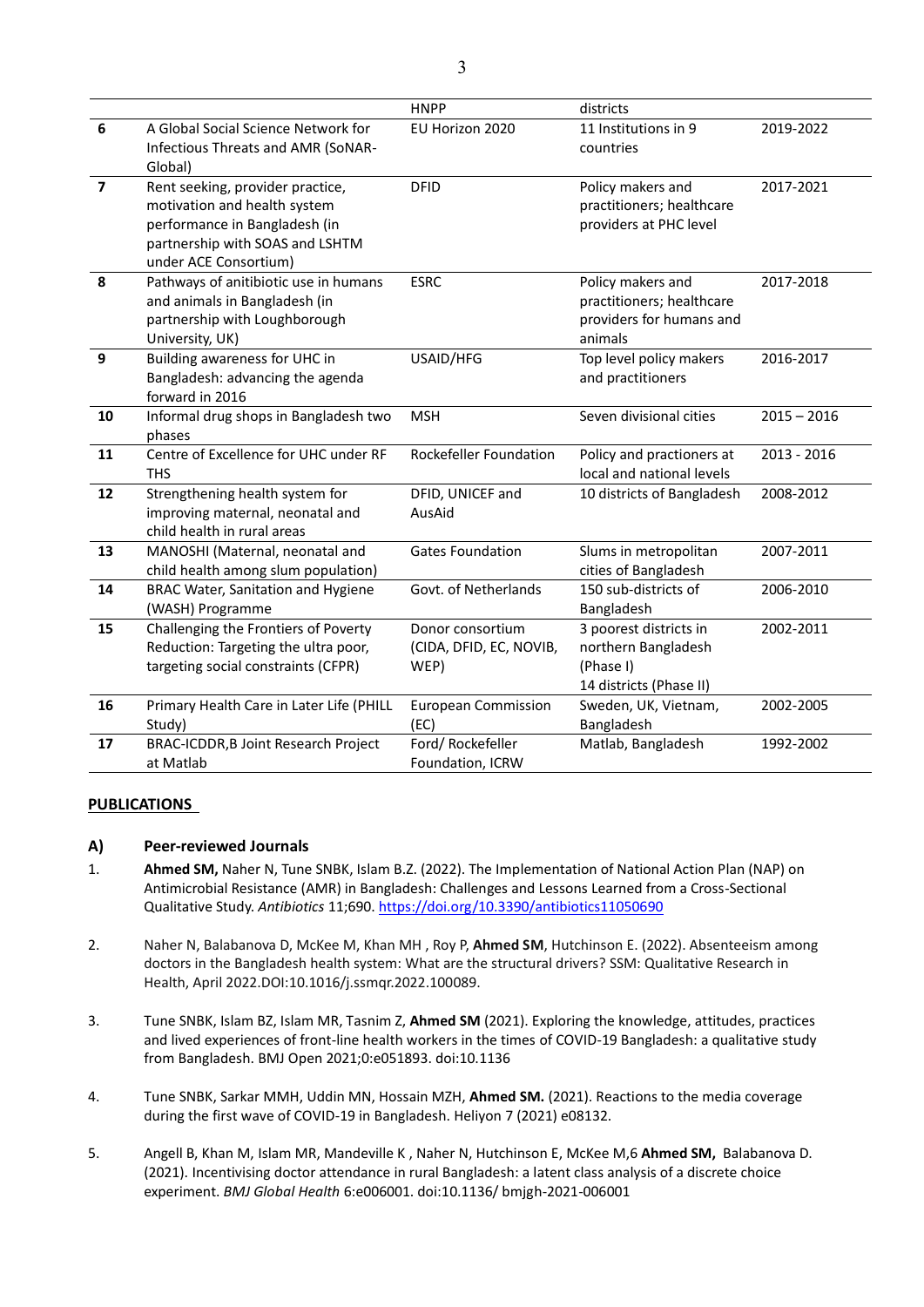| | | HNPP | districts | |
|---|---|---|---|---|
| **6** | A Global Social Science Network for Infectious Threats and AMR (SoNAR-Global) | EU Horizon 2020 | 11 Institutions in 9 countries | 2019-2022 |
| **7** | Rent seeking, provider practice, motivation and health system performance in Bangladesh (in partnership with SOAS and LSHTM under ACE Consortium) | DFID | Policy makers and practitioners; healthcare providers at PHC level | 2017-2021 |
| **8** | Pathways of anitibiotic use in humans and animals in Bangladesh (in partnership with Loughborough University, UK) | ESRC | Policy makers and practitioners; healthcare providers for humans and animals | 2017-2018 |
| **9** | Building awareness for UHC in Bangladesh: advancing the agenda forward in 2016 | USAID/HFG | Top level policy makers and practitioners | 2016-2017 |
| **10** | Informal drug shops in Bangladesh two phases | MSH | Seven divisional cities | 2015 – 2016 |
| **11** | Centre of Excellence for UHC under RF THS | Rockefeller Foundation | Policy and practioners at local and national levels | 2013 - 2016 |
| **12** | Strengthening health system for improving maternal, neonatal and child health in rural areas | DFID, UNICEF and AusAid | 10 districts of Bangladesh | 2008-2012 |
| **13** | MANOSHI (Maternal, neonatal and child health among slum population) | Gates Foundation | Slums in metropolitan cities of Bangladesh | 2007-2011 |
| **14** | BRAC Water, Sanitation and Hygiene (WASH) Programme | Govt. of Netherlands | 150 sub-districts of Bangladesh | 2006-2010 |
| **15** | Challenging the Frontiers of Poverty Reduction: Targeting the ultra poor, targeting social constraints (CFPR) | Donor consortium (CIDA, DFID, EC, NOVIB, WEP) | 3 poorest districts in northern Bangladesh (Phase I) 14 districts (Phase II) | 2002-2011 |
| **16** | Primary Health Care in Later Life (PHILL Study) | European Commission (EC) | Sweden, UK, Vietnam, Bangladesh | 2002-2005 |
| **17** | BRAC-ICDDR,B Joint Research Project at Matlab | Ford/ Rockefeller Foundation, ICRW | Matlab, Bangladesh | 1992-2002 |

## PUBLICATIONS

### A) Peer-reviewed Journals

1. **Ahmed SM,** Naher N, Tune SNBK, Islam B.Z. (2022). The Implementation of National Action Plan (NAP) on Antimicrobial Resistance (AMR) in Bangladesh: Challenges and Lessons Learned from a Cross-Sectional Qualitative Study. *Antibiotics* 11;690. https://doi.org/10.3390/antibiotics11050690

2. Naher N, Balabanova D, McKee M, Khan MH , Roy P, **Ahmed SM**, Hutchinson E. (2022). Absenteeism among doctors in the Bangladesh health system: What are the structural drivers? SSM: Qualitative Research in Health, April 2022.DOI:10.1016/j.ssmqr.2022.100089.

3. Tune SNBK, Islam BZ, Islam MR, Tasnim Z, **Ahmed SM** (2021). Exploring the knowledge, attitudes, practices and lived experiences of front-line health workers in the times of COVID-19 Bangladesh: a qualitative study from Bangladesh. BMJ Open 2021;0:e051893. doi:10.1136

4. Tune SNBK, Sarkar MMH, Uddin MN, Hossain MZH, **Ahmed SM.** (2021). Reactions to the media coverage during the first wave of COVID-19 in Bangladesh. Heliyon 7 (2021) e08132.

5. Angell B, Khan M, Islam MR, Mandeville K , Naher N, Hutchinson E, McKee M,6 **Ahmed SM,** Balabanova D. (2021). Incentivising doctor attendance in rural Bangladesh: a latent class analysis of a discrete choice experiment. *BMJ Global Health* 6:e006001. doi:10.1136/ bmjgh-2021-006001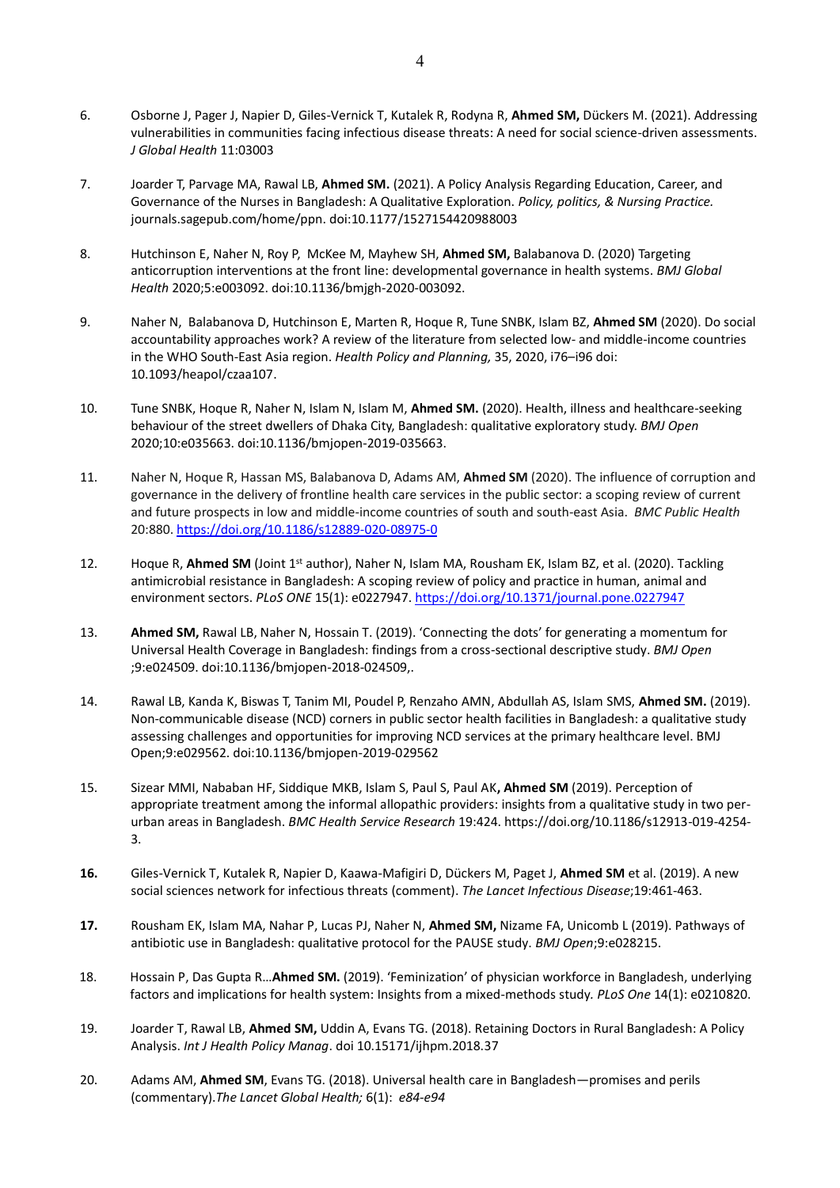6. Osborne J, Pager J, Napier D, Giles-Vernick T, Kutalek R, Rodyna R, **Ahmed SM,** Dückers M. (2021). Addressing vulnerabilities in communities facing infectious disease threats: A need for social science-driven assessments. *J Global Health* 11:03003

7. Joarder T, Parvage MA, Rawal LB, **Ahmed SM.** (2021). A Policy Analysis Regarding Education, Career, and Governance of the Nurses in Bangladesh: A Qualitative Exploration. *Policy, politics, & Nursing Practice.* journals.sagepub.com/home/ppn. doi:10.1177/1527154420988003

8. Hutchinson E, Naher N, Roy P, McKee M, Mayhew SH, **Ahmed SM,** Balabanova D. (2020) Targeting anticorruption interventions at the front line: developmental governance in health systems. *BMJ Global Health* 2020;5:e003092. doi:10.1136/bmjgh-2020-003092.

9. Naher N, Balabanova D, Hutchinson E, Marten R, Hoque R, Tune SNBK, Islam BZ, **Ahmed SM** (2020). Do social accountability approaches work? A review of the literature from selected low- and middle-income countries in the WHO South-East Asia region. *Health Policy and Planning,* 35, 2020, i76–i96 doi: 10.1093/heapol/czaa107.

10. Tune SNBK, Hoque R, Naher N, Islam N, Islam M, **Ahmed SM.** (2020). Health, illness and healthcare-seeking behaviour of the street dwellers of Dhaka City, Bangladesh: qualitative exploratory study. *BMJ Open* 2020;10:e035663. doi:10.1136/bmjopen-2019-035663.

11. Naher N, Hoque R, Hassan MS, Balabanova D, Adams AM, **Ahmed SM** (2020). The influence of corruption and governance in the delivery of frontline health care services in the public sector: a scoping review of current and future prospects in low and middle-income countries of south and south-east Asia. *BMC Public Health* 20:880. https://doi.org/10.1186/s12889-020-08975-0

12. Hoque R, **Ahmed SM** (Joint 1st author), Naher N, Islam MA, Rousham EK, Islam BZ, et al. (2020). Tackling antimicrobial resistance in Bangladesh: A scoping review of policy and practice in human, animal and environment sectors. *PLoS ONE* 15(1): e0227947. https://doi.org/10.1371/journal.pone.0227947

13. **Ahmed SM,** Rawal LB, Naher N, Hossain T. (2019). 'Connecting the dots' for generating a momentum for Universal Health Coverage in Bangladesh: findings from a cross-sectional descriptive study. *BMJ Open* ;9:e024509. doi:10.1136/bmjopen-2018-024509,.

14. Rawal LB, Kanda K, Biswas T, Tanim MI, Poudel P, Renzaho AMN, Abdullah AS, Islam SMS, **Ahmed SM.** (2019). Non-communicable disease (NCD) corners in public sector health facilities in Bangladesh: a qualitative study assessing challenges and opportunities for improving NCD services at the primary healthcare level. BMJ Open;9:e029562. doi:10.1136/bmjopen-2019-029562

15. Sizear MMI, Nababan HF, Siddique MKB, Islam S, Paul S, Paul AK**, Ahmed SM** (2019). Perception of appropriate treatment among the informal allopathic providers: insights from a qualitative study in two per-urban areas in Bangladesh. *BMC Health Service Research* 19:424. https://doi.org/10.1186/s12913-019-4254-3.

16. Giles-Vernick T, Kutalek R, Napier D, Kaawa-Mafigiri D, Dückers M, Paget J, **Ahmed SM** et al. (2019). A new social sciences network for infectious threats (comment). *The Lancet Infectious Disease*;19:461-463.

17. Rousham EK, Islam MA, Nahar P, Lucas PJ, Naher N, **Ahmed SM,** Nizame FA, Unicomb L (2019). Pathways of antibiotic use in Bangladesh: qualitative protocol for the PAUSE study. *BMJ Open*;9:e028215.

18. Hossain P, Das Gupta R…**Ahmed SM.** (2019). 'Feminization' of physician workforce in Bangladesh, underlying factors and implications for health system: Insights from a mixed-methods study. *PLoS One* 14(1): e0210820.

19. Joarder T, Rawal LB, **Ahmed SM,** Uddin A, Evans TG. (2018). Retaining Doctors in Rural Bangladesh: A Policy Analysis. *Int J Health Policy Manag*. doi 10.15171/ijhpm.2018.37

20. Adams AM, **Ahmed SM**, Evans TG. (2018). Universal health care in Bangladesh—promises and perils (commentary).*The Lancet Global Health;* 6(1): *e84-e94*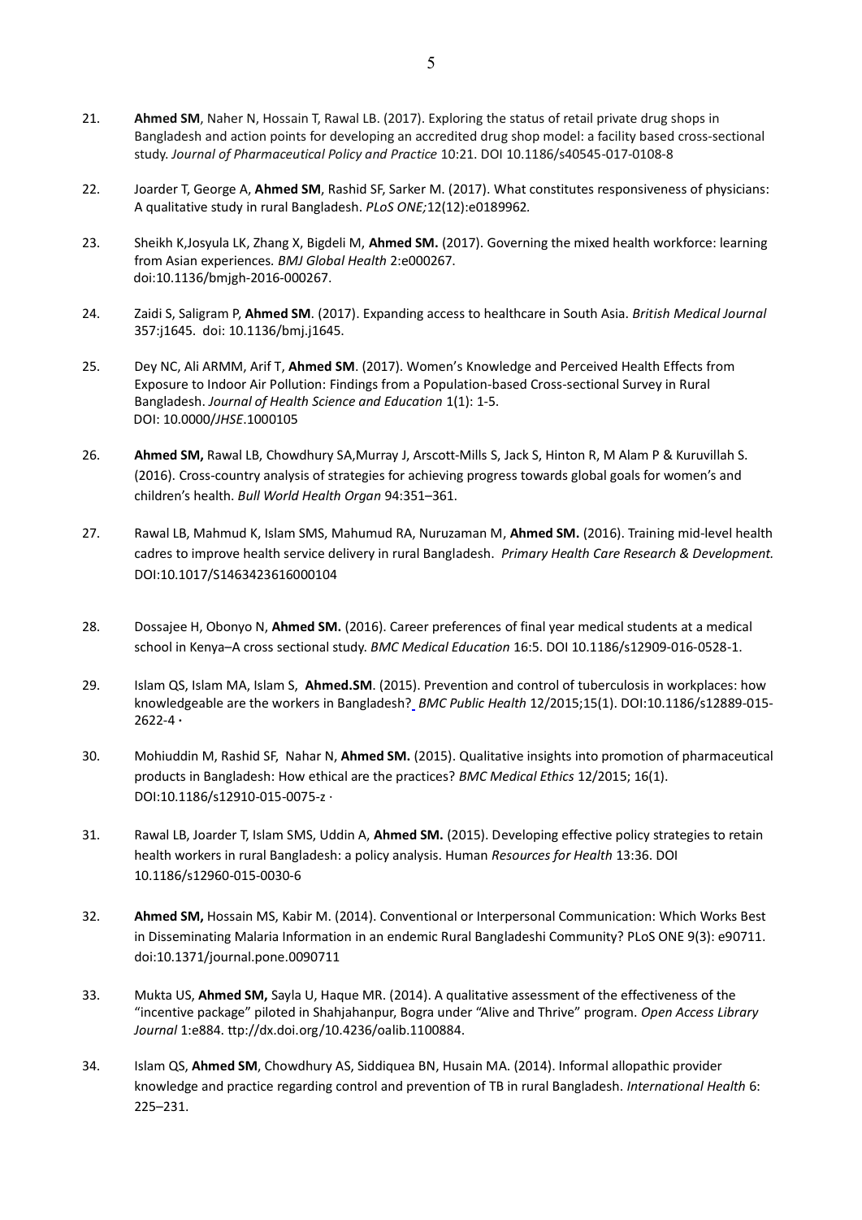21. **Ahmed SM**, Naher N, Hossain T, Rawal LB. (2017). Exploring the status of retail private drug shops in Bangladesh and action points for developing an accredited drug shop model: a facility based cross-sectional study. *Journal of Pharmaceutical Policy and Practice* 10:21. DOI 10.1186/s40545-017-0108-8

22. Joarder T, George A, **Ahmed SM**, Rashid SF, Sarker M. (2017). What constitutes responsiveness of physicians: A qualitative study in rural Bangladesh. *PLoS ONE;*12(12):e0189962.

23. Sheikh K,Josyula LK, Zhang X, Bigdeli M, **Ahmed SM.** (2017). Governing the mixed health workforce: learning from Asian experiences. *BMJ Global Health* 2:e000267. doi:10.1136/bmjgh-2016-000267.

24. Zaidi S, Saligram P, **Ahmed SM**. (2017). Expanding access to healthcare in South Asia. *British Medical Journal* 357:j1645. doi: 10.1136/bmj.j1645.

25. Dey NC, Ali ARMM, Arif T, **Ahmed SM**. (2017). Women's Knowledge and Perceived Health Effects from Exposure to Indoor Air Pollution: Findings from a Population-based Cross-sectional Survey in Rural Bangladesh. *Journal of Health Science and Education* 1(1): 1-5. DOI: 10.0000/*JHSE*.1000105

26. **Ahmed SM,** Rawal LB, Chowdhury SA,Murray J, Arscott-Mills S, Jack S, Hinton R, M Alam P & Kuruvillah S. (2016). Cross-country analysis of strategies for achieving progress towards global goals for women's and children's health. *Bull World Health Organ* 94:351–361.

27. Rawal LB, Mahmud K, Islam SMS, Mahumud RA, Nuruzaman M, **Ahmed SM.** (2016). Training mid-level health cadres to improve health service delivery in rural Bangladesh. *Primary Health Care Research & Development.* DOI:10.1017/S1463423616000104

28. Dossajee H, Obonyo N, **Ahmed SM.** (2016). Career preferences of final year medical students at a medical school in Kenya–A cross sectional study. *BMC Medical Education* 16:5. DOI 10.1186/s12909-016-0528-1.

29. Islam QS, Islam MA, Islam S, **Ahmed.SM**. (2015). Prevention and control of tuberculosis in workplaces: how knowledgeable are the workers in Bangladesh? *BMC Public Health* 12/2015;15(1). DOI:10.1186/s12889-015-2622-4 ·

30. Mohiuddin M, Rashid SF, Nahar N, **Ahmed SM.** (2015). Qualitative insights into promotion of pharmaceutical products in Bangladesh: How ethical are the practices? *BMC Medical Ethics* 12/2015; 16(1). DOI:10.1186/s12910-015-0075-z ·

31. Rawal LB, Joarder T, Islam SMS, Uddin A, **Ahmed SM.** (2015). Developing effective policy strategies to retain health workers in rural Bangladesh: a policy analysis. Human *Resources for Health* 13:36. DOI 10.1186/s12960-015-0030-6

32. **Ahmed SM,** Hossain MS, Kabir M. (2014). Conventional or Interpersonal Communication: Which Works Best in Disseminating Malaria Information in an endemic Rural Bangladeshi Community? PLoS ONE 9(3): e90711. doi:10.1371/journal.pone.0090711

33. Mukta US, **Ahmed SM,** Sayla U, Haque MR. (2014). A qualitative assessment of the effectiveness of the "incentive package" piloted in Shahjahanpur, Bogra under "Alive and Thrive" program. *Open Access Library Journal* 1:e884. ttp://dx.doi.org/10.4236/oalib.1100884.

34. Islam QS, **Ahmed SM**, Chowdhury AS, Siddiquea BN, Husain MA. (2014). Informal allopathic provider knowledge and practice regarding control and prevention of TB in rural Bangladesh. *International Health* 6: 225–231.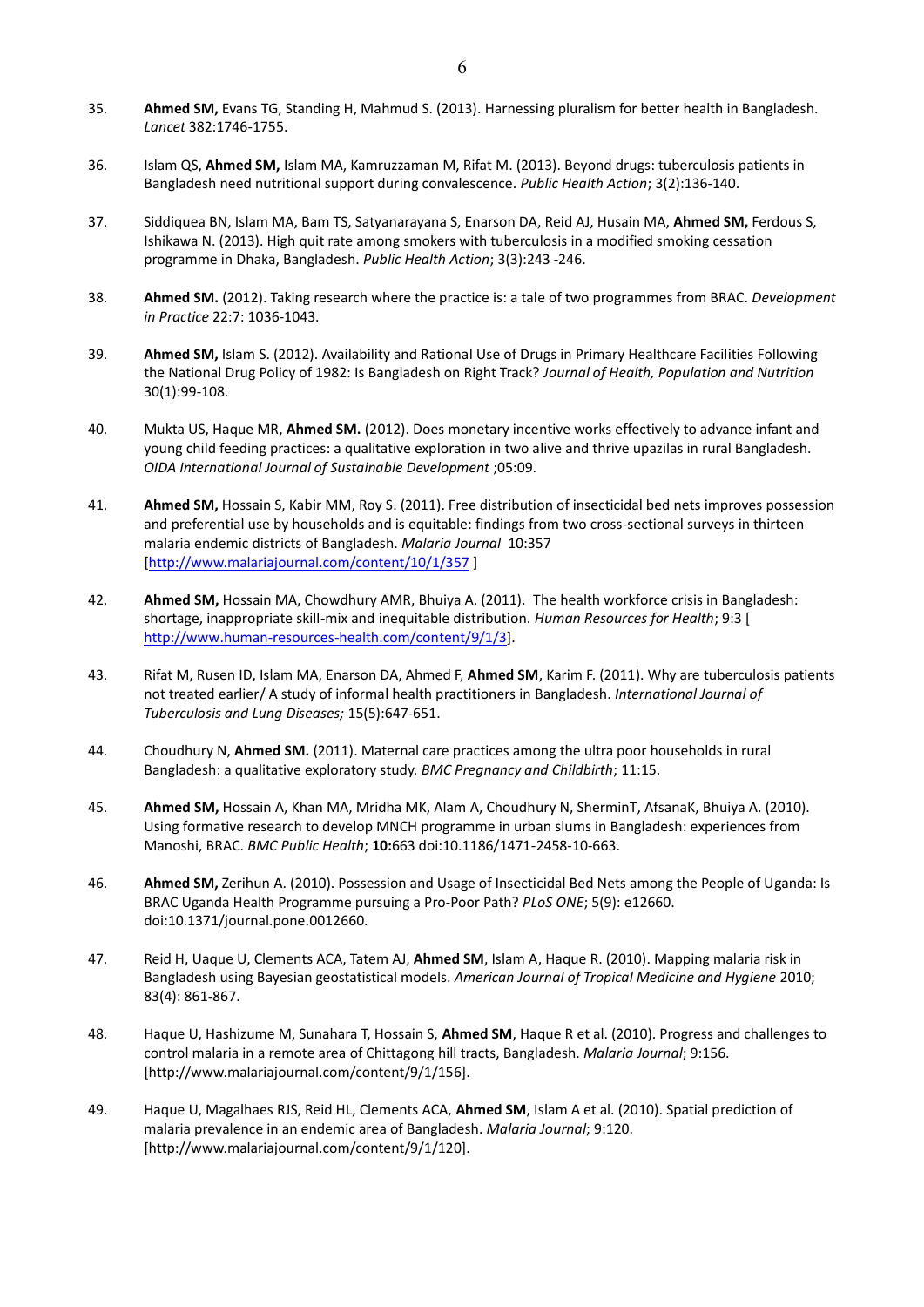35. **Ahmed SM,** Evans TG, Standing H, Mahmud S. (2013). Harnessing pluralism for better health in Bangladesh. *Lancet* 382:1746-1755.

36. Islam QS, **Ahmed SM,** Islam MA, Kamruzzaman M, Rifat M. (2013). Beyond drugs: tuberculosis patients in Bangladesh need nutritional support during convalescence. *Public Health Action*; 3(2):136-140.

37. Siddiquea BN, Islam MA, Bam TS, Satyanarayana S, Enarson DA, Reid AJ, Husain MA, **Ahmed SM,** Ferdous S, Ishikawa N. (2013). High quit rate among smokers with tuberculosis in a modified smoking cessation programme in Dhaka, Bangladesh. *Public Health Action*; 3(3):243 -246.

38. **Ahmed SM.** (2012). Taking research where the practice is: a tale of two programmes from BRAC. *Development in Practice* 22:7: 1036-1043.

39. **Ahmed SM,** Islam S. (2012). Availability and Rational Use of Drugs in Primary Healthcare Facilities Following the National Drug Policy of 1982: Is Bangladesh on Right Track? *Journal of Health, Population and Nutrition* 30(1):99-108.

40. Mukta US, Haque MR, **Ahmed SM.** (2012). Does monetary incentive works effectively to advance infant and young child feeding practices: a qualitative exploration in two alive and thrive upazilas in rural Bangladesh. *OIDA International Journal of Sustainable Development* ;05:09.

41. **Ahmed SM,** Hossain S, Kabir MM, Roy S. (2011). Free distribution of insecticidal bed nets improves possession and preferential use by households and is equitable: findings from two cross-sectional surveys in thirteen malaria endemic districts of Bangladesh. *Malaria Journal* 10:357 [http://www.malariajournal.com/content/10/1/357 ]

42. **Ahmed SM,** Hossain MA, Chowdhury AMR, Bhuiya A. (2011). The health workforce crisis in Bangladesh: shortage, inappropriate skill-mix and inequitable distribution. *Human Resources for Health*; 9:3 [ http://www.human-resources-health.com/content/9/1/3].

43. Rifat M, Rusen ID, Islam MA, Enarson DA, Ahmed F, **Ahmed SM**, Karim F. (2011). Why are tuberculosis patients not treated earlier/ A study of informal health practitioners in Bangladesh. *International Journal of Tuberculosis and Lung Diseases;* 15(5):647-651.

44. Choudhury N, **Ahmed SM.** (2011). Maternal care practices among the ultra poor households in rural Bangladesh: a qualitative exploratory study. *BMC Pregnancy and Childbirth*; 11:15.

45. **Ahmed SM,** Hossain A, Khan MA, Mridha MK, Alam A, Choudhury N, ShermінT, AfsanaK, Bhuiya A. (2010). Using formative research to develop MNCH programme in urban slums in Bangladesh: experiences from Manoshi, BRAC. *BMC Public Health*; **10:**663 doi:10.1186/1471-2458-10-663.

46. **Ahmed SM,** Zerihun A. (2010). Possession and Usage of Insecticidal Bed Nets among the People of Uganda: Is BRAC Uganda Health Programme pursuing a Pro-Poor Path? *PLoS ONE*; 5(9): e12660. doi:10.1371/journal.pone.0012660.

47. Reid H, Uaque U, Clements ACA, Tatem AJ, **Ahmed SM**, Islam A, Haque R. (2010). Mapping malaria risk in Bangladesh using Bayesian geostatistical models. *American Journal of Tropical Medicine and Hygiene* 2010; 83(4): 861-867.

48. Haque U, Hashizume M, Sunahara T, Hossain S, **Ahmed SM**, Haque R et al. (2010). Progress and challenges to control malaria in a remote area of Chittagong hill tracts, Bangladesh. *Malaria Journal*; 9:156. [http://www.malariajournal.com/content/9/1/156].

49. Haque U, Magalhaes RJS, Reid HL, Clements ACA, **Ahmed SM**, Islam A et al. (2010). Spatial prediction of malaria prevalence in an endemic area of Bangladesh. *Malaria Journal*; 9:120. [http://www.malariajournal.com/content/9/1/120].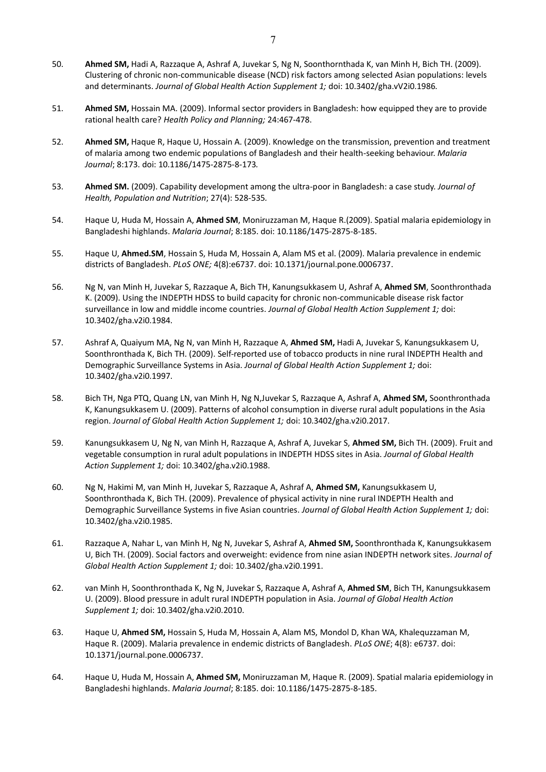50. **Ahmed SM,** Hadi A, Razzaque A, Ashraf A, Juvekar S, Ng N, Soonthornthada K, van Minh H, Bich TH. (2009). Clustering of chronic non-communicable disease (NCD) risk factors among selected Asian populations: levels and determinants. *Journal of Global Health Action Supplement 1;* doi: 10.3402/gha.vV2i0.1986*.*

51. **Ahmed SM,** Hossain MA. (2009). Informal sector providers in Bangladesh: how equipped they are to provide rational health care? *Health Policy and Planning;* 24:467-478.

52. **Ahmed SM,** Haque R, Haque U, Hossain A. (2009). Knowledge on the transmission, prevention and treatment of malaria among two endemic populations of Bangladesh and their health-seeking behaviour. *Malaria Journal*; 8:173. doi: 10.1186/1475-2875-8-173*.*

53. **Ahmed SM.** (2009). Capability development among the ultra-poor in Bangladesh: a case study. *Journal of Health, Population and Nutrition*; 27(4): 528-535*.*

54. Haque U, Huda M, Hossain A, **Ahmed SM**, Moniruzzaman M, Haque R.(2009). Spatial malaria epidemiology in Bangladeshi highlands. *Malaria Journal*; 8:185. doi: 10.1186/1475-2875-8-185.

55. Haque U, **Ahmed.SM**, Hossain S, Huda M, Hossain A, Alam MS et al. (2009). Malaria prevalence in endemic districts of Bangladesh. *PLoS ONE;* 4(8):e6737. doi: 10.1371/journal.pone.0006737.

56. Ng N, van Minh H, Juvekar S, Razzaque A, Bich TH, Kanungsukkasem U, Ashraf A, **Ahmed SM**, Soonthronthada K. (2009). Using the INDEPTH HDSS to build capacity for chronic non-communicable disease risk factor surveillance in low and middle income countries. *Journal of Global Health Action Supplement 1;* doi: 10.3402/gha.v2i0.1984.

57. Ashraf A, Quaiyum MA, Ng N, van Minh H, Razzaque A, **Ahmed SM,** Hadi A, Juvekar S, Kanungsukkasem U, Soonthronthada K, Bich TH. (2009). Self-reported use of tobacco products in nine rural INDEPTH Health and Demographic Surveillance Systems in Asia. *Journal of Global Health Action Supplement 1;* doi: 10.3402/gha.v2i0.1997.

58. Bich TH, Nga PTQ, Quang LN, van Minh H, Ng N,Juvekar S, Razzaque A, Ashraf A, **Ahmed SM,** Soonthronthada K, Kanungsukkasem U. (2009). Patterns of alcohol consumption in diverse rural adult populations in the Asia region. *Journal of Global Health Action Supplement 1;* doi: 10.3402/gha.v2i0.2017.

59. Kanungsukkasem U, Ng N, van Minh H, Razzaque A, Ashraf A, Juvekar S, **Ahmed SM,** Bich TH. (2009). Fruit and vegetable consumption in rural adult populations in INDEPTH HDSS sites in Asia. *Journal of Global Health Action Supplement 1;* doi: 10.3402/gha.v2i0.1988.

60. Ng N, Hakimi M, van Minh H, Juvekar S, Razzaque A, Ashraf A, **Ahmed SM,** Kanungsukkasem U, Soonthronthada K, Bich TH. (2009). Prevalence of physical activity in nine rural INDEPTH Health and Demographic Surveillance Systems in five Asian countries. *Journal of Global Health Action Supplement 1;* doi: 10.3402/gha.v2i0.1985.

61. Razzaque A, Nahar L, van Minh H, Ng N, Juvekar S, Ashraf A, **Ahmed SM,** Soonthronthada K, Kanungsukkasem U, Bich TH. (2009). Social factors and overweight: evidence from nine asian INDEPTH network sites. *Journal of Global Health Action Supplement 1;* doi: 10.3402/gha.v2i0.1991.

62. van Minh H, Soonthronthada K, Ng N, Juvekar S, Razzaque A, Ashraf A, **Ahmed SM**, Bich TH, Kanungsukkasem U. (2009). Blood pressure in adult rural INDEPTH population in Asia. *Journal of Global Health Action Supplement 1;* doi: 10.3402/gha.v2i0.2010.

63. Haque U, **Ahmed SM,** Hossain S, Huda M, Hossain A, Alam MS, Mondol D, Khan WA, Khalequzzaman M, Haque R. (2009). Malaria prevalence in endemic districts of Bangladesh. *PLoS ONE*; 4(8): e6737. doi: 10.1371/journal.pone.0006737.

64. Haque U, Huda M, Hossain A, **Ahmed SM,** Moniruzzaman M, Haque R. (2009). Spatial malaria epidemiology in Bangladeshi highlands. *Malaria Journal*; 8:185. doi: 10.1186/1475-2875-8-185.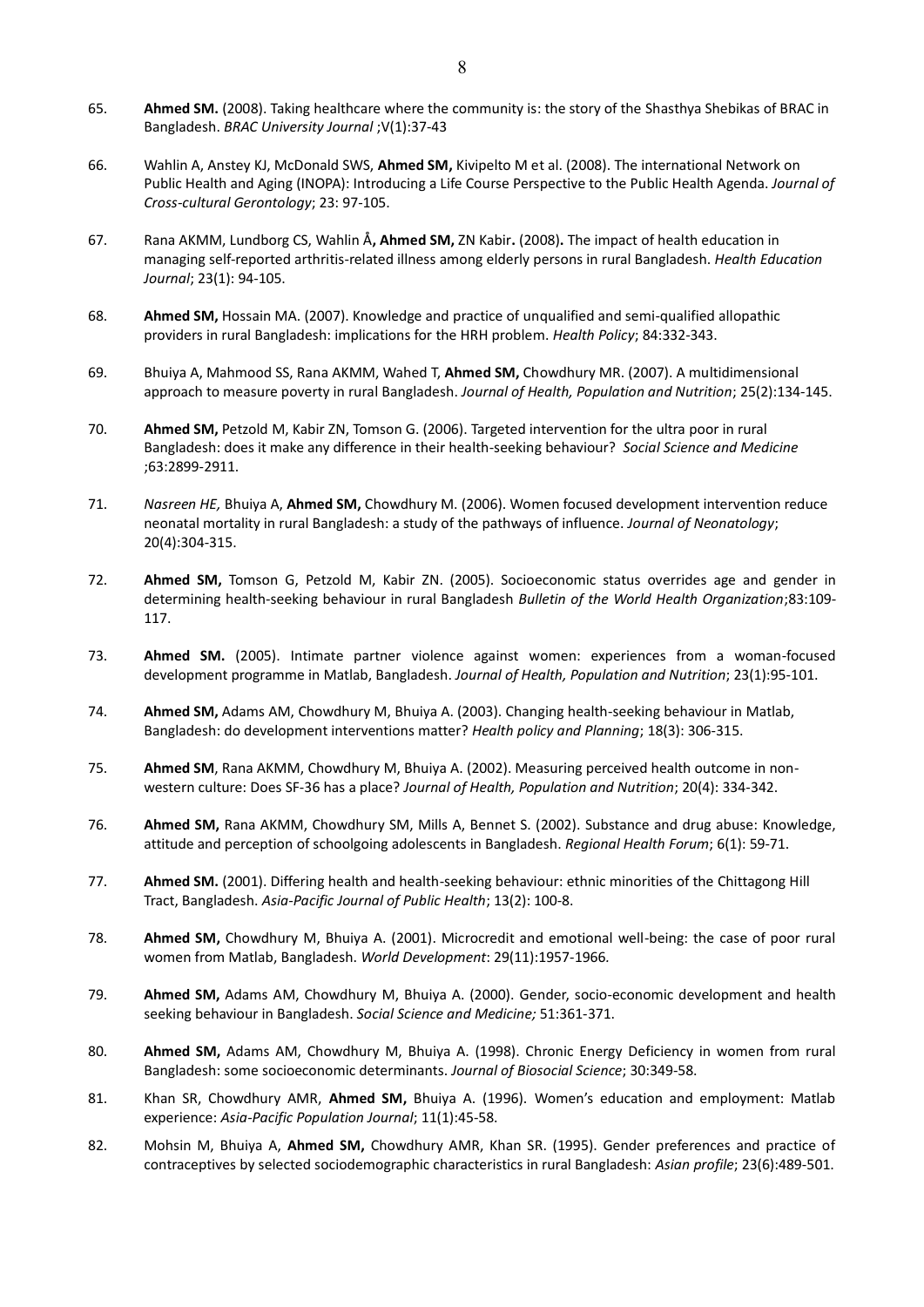65. **Ahmed SM.** (2008). Taking healthcare where the community is: the story of the Shasthya Shebikas of BRAC in Bangladesh. *BRAC University Journal* ;V(1):37-43

66. Wahlin A, Anstey KJ, McDonald SWS, **Ahmed SM,** Kivipelto M et al. (2008). The international Network on Public Health and Aging (INOPA): Introducing a Life Course Perspective to the Public Health Agenda. *Journal of Cross-cultural Gerontology*; 23: 97-105.

67. Rana AKMM, Lundborg CS, Wahlin Å**, Ahmed SM,** ZN Kabir**.** (2008)**.** The impact of health education in managing self-reported arthritis-related illness among elderly persons in rural Bangladesh. *Health Education Journal*; 23(1): 94-105.

68. **Ahmed SM,** Hossain MA. (2007). Knowledge and practice of unqualified and semi-qualified allopathic providers in rural Bangladesh: implications for the HRH problem. *Health Policy*; 84:332-343.

69. Bhuiya A, Mahmood SS, Rana AKMM, Wahed T, **Ahmed SM,** Chowdhury MR. (2007). A multidimensional approach to measure poverty in rural Bangladesh. *Journal of Health, Population and Nutrition*; 25(2):134-145.

70. **Ahmed SM,** Petzold M, Kabir ZN, Tomson G. (2006). Targeted intervention for the ultra poor in rural Bangladesh: does it make any difference in their health-seeking behaviour? *Social Science and Medicine* ;63:2899-2911.

71. *Nasreen HE,* Bhuiya A, **Ahmed SM,** Chowdhury M. (2006). Women focused development intervention reduce neonatal mortality in rural Bangladesh: a study of the pathways of influence. *Journal of Neonatology*; 20(4):304-315.

72. **Ahmed SM,** Tomson G, Petzold M, Kabir ZN. (2005). Socioeconomic status overrides age and gender in determining health-seeking behaviour in rural Bangladesh *Bulletin of the World Health Organization*;83:109-117.

73. **Ahmed SM.** (2005). Intimate partner violence against women: experiences from a woman-focused development programme in Matlab, Bangladesh. *Journal of Health, Population and Nutrition*; 23(1):95-101.

74. **Ahmed SM,** Adams AM, Chowdhury M, Bhuiya A. (2003). Changing health-seeking behaviour in Matlab, Bangladesh: do development interventions matter? *Health policy and Planning*; 18(3): 306-315.

75. **Ahmed SM**, Rana AKMM, Chowdhury M, Bhuiya A. (2002). Measuring perceived health outcome in non-western culture: Does SF-36 has a place? *Journal of Health, Population and Nutrition*; 20(4): 334-342.

76. **Ahmed SM,** Rana AKMM, Chowdhury SM, Mills A, Bennet S. (2002). Substance and drug abuse: Knowledge, attitude and perception of schoolgoing adolescents in Bangladesh. *Regional Health Forum*; 6(1): 59-71.

77. **Ahmed SM.** (2001). Differing health and health-seeking behaviour: ethnic minorities of the Chittagong Hill Tract, Bangladesh. *Asia-Pacific Journal of Public Health*; 13(2): 100-8.

78. **Ahmed SM,** Chowdhury M, Bhuiya A. (2001). Microcredit and emotional well-being: the case of poor rural women from Matlab, Bangladesh. *World Development*: 29(11):1957-1966.

79. **Ahmed SM,** Adams AM, Chowdhury M, Bhuiya A. (2000). Gender, socio-economic development and health seeking behaviour in Bangladesh. *Social Science and Medicine;* 51:361-371.

80. **Ahmed SM,** Adams AM, Chowdhury M, Bhuiya A. (1998). Chronic Energy Deficiency in women from rural Bangladesh: some socioeconomic determinants. *Journal of Biosocial Science*; 30:349-58.

81. Khan SR, Chowdhury AMR, **Ahmed SM,** Bhuiya A. (1996). Women's education and employment: Matlab experience: *Asia-Pacific Population Journal*; 11(1):45-58.

82. Mohsin M, Bhuiya A, **Ahmed SM,** Chowdhury AMR, Khan SR. (1995). Gender preferences and practice of contraceptives by selected sociodemographic characteristics in rural Bangladesh: *Asian profile*; 23(6):489-501.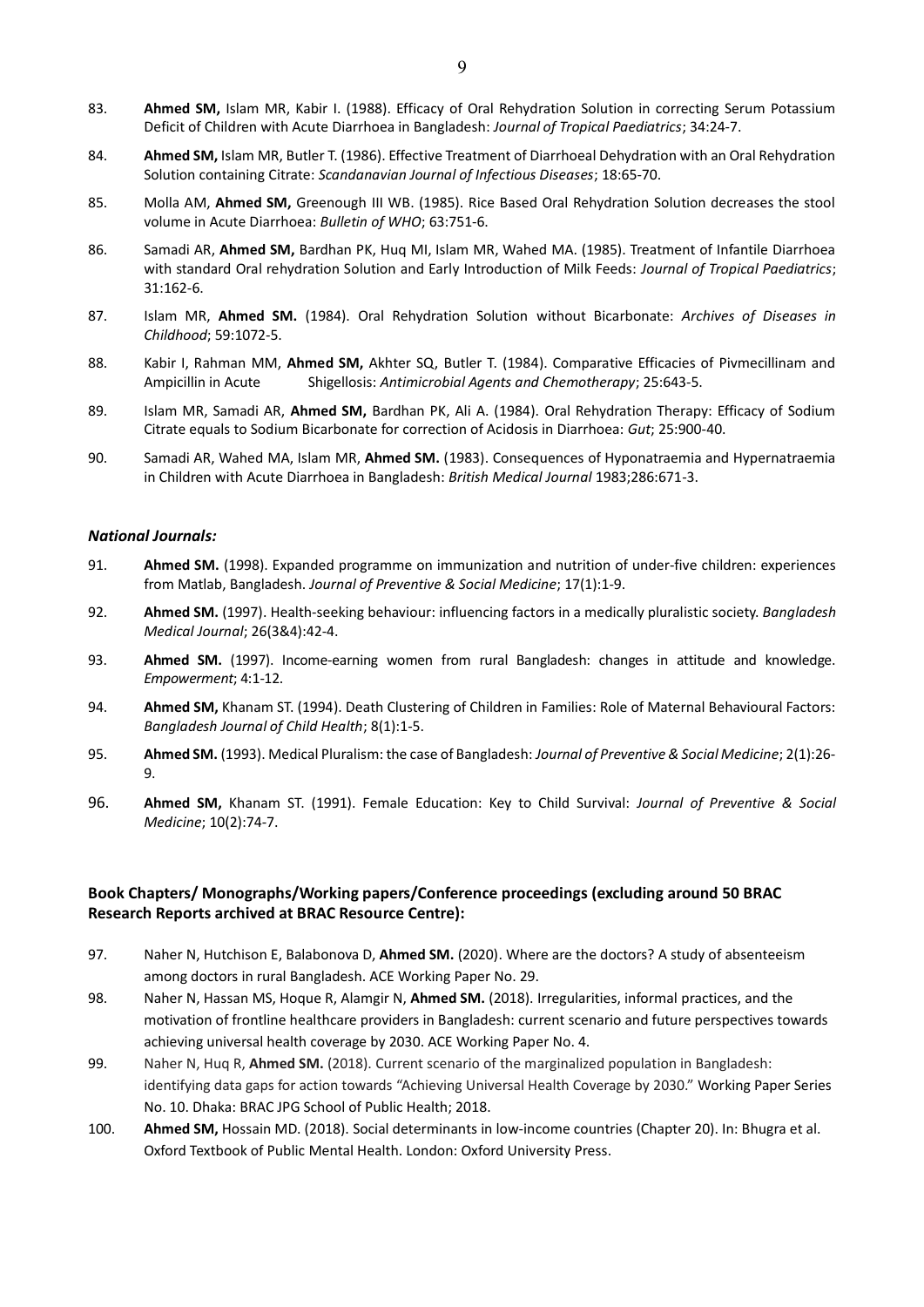83. **Ahmed SM,** Islam MR, Kabir I. (1988). Efficacy of Oral Rehydration Solution in correcting Serum Potassium Deficit of Children with Acute Diarrhoea in Bangladesh: *Journal of Tropical Paediatrics*; 34:24-7.

84. **Ahmed SM,** Islam MR, Butler T. (1986). Effective Treatment of Diarrhoeal Dehydration with an Oral Rehydration Solution containing Citrate: *Scandanavian Journal of Infectious Diseases*; 18:65-70.

85. Molla AM, **Ahmed SM,** Greenough III WB. (1985). Rice Based Oral Rehydration Solution decreases the stool volume in Acute Diarrhoea: *Bulletin of WHO*; 63:751-6.

86. Samadi AR, **Ahmed SM,** Bardhan PK, Huq MI, Islam MR, Wahed MA. (1985). Treatment of Infantile Diarrhoea with standard Oral rehydration Solution and Early Introduction of Milk Feeds: *Journal of Tropical Paediatrics*; 31:162-6.

87. Islam MR, **Ahmed SM.** (1984). Oral Rehydration Solution without Bicarbonate: *Archives of Diseases in Childhood*; 59:1072-5.

88. Kabir I, Rahman MM, **Ahmed SM,** Akhter SQ, Butler T. (1984). Comparative Efficacies of Pivmecillinam and Ampicillin in Acute Shigellosis: *Antimicrobial Agents and Chemotherapy*; 25:643-5.

89. Islam MR, Samadi AR, **Ahmed SM,** Bardhan PK, Ali A. (1984). Oral Rehydration Therapy: Efficacy of Sodium Citrate equals to Sodium Bicarbonate for correction of Acidosis in Diarrhoea: *Gut*; 25:900-40.

90. Samadi AR, Wahed MA, Islam MR, **Ahmed SM.** (1983). Consequences of Hyponatraemia and Hypernatraemia in Children with Acute Diarrhoea in Bangladesh: *British Medical Journal* 1983;286:671-3.

### *National Journals:*

91. **Ahmed SM.** (1998). Expanded programme on immunization and nutrition of under-five children: experiences from Matlab, Bangladesh. *Journal of Preventive & Social Medicine*; 17(1):1-9.

92. **Ahmed SM.** (1997). Health-seeking behaviour: influencing factors in a medically pluralistic society. *Bangladesh Medical Journal*; 26(3&4):42-4.

93. **Ahmed SM.** (1997). Income-earning women from rural Bangladesh: changes in attitude and knowledge. *Empowerment*; 4:1-12.

94. **Ahmed SM,** Khanam ST. (1994). Death Clustering of Children in Families: Role of Maternal Behavioural Factors: *Bangladesh Journal of Child Health*; 8(1):1-5.

95. **Ahmed SM.** (1993). Medical Pluralism: the case of Bangladesh: *Journal of Preventive & Social Medicine*; 2(1):26-9.

96. **Ahmed SM,** Khanam ST. (1991). Female Education: Key to Child Survival: *Journal of Preventive & Social Medicine*; 10(2):74-7.

### Book Chapters/ Monographs/Working papers/Conference proceedings (excluding around 50 BRAC Research Reports archived at BRAC Resource Centre):

97. Naher N, Hutchison E, Balabonova D, **Ahmed SM.** (2020). Where are the doctors? A study of absenteeism among doctors in rural Bangladesh. ACE Working Paper No. 29.

98. Naher N, Hassan MS, Hoque R, Alamgir N, **Ahmed SM.** (2018). Irregularities, informal practices, and the motivation of frontline healthcare providers in Bangladesh: current scenario and future perspectives towards achieving universal health coverage by 2030. ACE Working Paper No. 4.

99. Naher N, Huq R, **Ahmed SM.** (2018). Current scenario of the marginalized population in Bangladesh: identifying data gaps for action towards "Achieving Universal Health Coverage by 2030." Working Paper Series No. 10. Dhaka: BRAC JPG School of Public Health; 2018.

100. **Ahmed SM,** Hossain MD. (2018). Social determinants in low-income countries (Chapter 20). In: Bhugra et al. Oxford Textbook of Public Mental Health. London: Oxford University Press.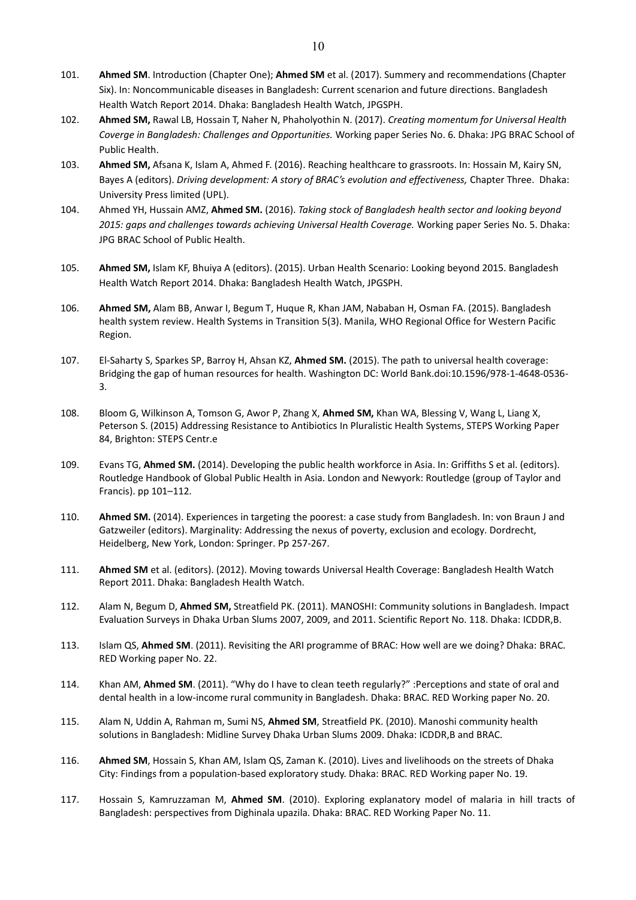101. **Ahmed SM**. Introduction (Chapter One); **Ahmed SM** et al. (2017). Summery and recommendations (Chapter Six). In: Noncommunicable diseases in Bangladesh: Current scenarion and future directions. Bangladesh Health Watch Report 2014. Dhaka: Bangladesh Health Watch, JPGSPH.

102. **Ahmed SM,** Rawal LB, Hossain T, Naher N, Phaholyothin N. (2017). *Creating momentum for Universal Health Coverge in Bangladesh: Challenges and Opportunities.* Working paper Series No. 6. Dhaka: JPG BRAC School of Public Health.

103. **Ahmed SM,** Afsana K, Islam A, Ahmed F. (2016). Reaching healthcare to grassroots. In: Hossain M, Kairy SN, Bayes A (editors). *Driving development: A story of BRAC's evolution and effectiveness,* Chapter Three. Dhaka: University Press limited (UPL).

104. Ahmed YH, Hussain AMZ, **Ahmed SM.** (2016). *Taking stock of Bangladesh health sector and looking beyond 2015: gaps and challenges towards achieving Universal Health Coverage.* Working paper Series No. 5. Dhaka: JPG BRAC School of Public Health.

105. **Ahmed SM,** Islam KF, Bhuiya A (editors). (2015). Urban Health Scenario: Looking beyond 2015. Bangladesh Health Watch Report 2014. Dhaka: Bangladesh Health Watch, JPGSPH.

106. **Ahmed SM,** Alam BB, Anwar I, Begum T, Huque R, Khan JAM, Nababan H, Osman FA. (2015). Bangladesh health system review. Health Systems in Transition 5(3). Manila, WHO Regional Office for Western Pacific Region.

107. El-Saharty S, Sparkes SP, Barroy H, Ahsan KZ, **Ahmed SM.** (2015). The path to universal health coverage: Bridging the gap of human resources for health. Washington DC: World Bank.doi:10.1596/978-1-4648-0536-3.

108. Bloom G, Wilkinson A, Tomson G, Awor P, Zhang X, **Ahmed SM,** Khan WA, Blessing V, Wang L, Liang X, Peterson S. (2015) Addressing Resistance to Antibiotics In Pluralistic Health Systems, STEPS Working Paper 84, Brighton: STEPS Centr.e

109. Evans TG, **Ahmed SM.** (2014). Developing the public health workforce in Asia. In: Griffiths S et al. (editors). Routledge Handbook of Global Public Health in Asia. London and Newyork: Routledge (group of Taylor and Francis). pp 101–112.

110. **Ahmed SM.** (2014). Experiences in targeting the poorest: a case study from Bangladesh. In: von Braun J and Gatzweiler (editors). Marginality: Addressing the nexus of poverty, exclusion and ecology. Dordrecht, Heidelberg, New York, London: Springer. Pp 257-267.

111. **Ahmed SM** et al. (editors). (2012). Moving towards Universal Health Coverage: Bangladesh Health Watch Report 2011. Dhaka: Bangladesh Health Watch.

112. Alam N, Begum D, **Ahmed SM,** Streatfield PK. (2011). MANOSHI: Community solutions in Bangladesh. Impact Evaluation Surveys in Dhaka Urban Slums 2007, 2009, and 2011. Scientific Report No. 118. Dhaka: ICDDR,B.

113. Islam QS, **Ahmed SM**. (2011). Revisiting the ARI programme of BRAC: How well are we doing? Dhaka: BRAC. RED Working paper No. 22.

114. Khan AM, **Ahmed SM**. (2011). "Why do I have to clean teeth regularly?" :Perceptions and state of oral and dental health in a low-income rural community in Bangladesh. Dhaka: BRAC. RED Working paper No. 20.

115. Alam N, Uddin A, Rahman m, Sumi NS, **Ahmed SM**, Streatfield PK. (2010). Manoshi community health solutions in Bangladesh: Midline Survey Dhaka Urban Slums 2009. Dhaka: ICDDR,B and BRAC.

116. **Ahmed SM**, Hossain S, Khan AM, Islam QS, Zaman K. (2010). Lives and livelihoods on the streets of Dhaka City: Findings from a population-based exploratory study. Dhaka: BRAC. RED Working paper No. 19.

117. Hossain S, Kamruzzaman M, **Ahmed SM**. (2010). Exploring explanatory model of malaria in hill tracts of Bangladesh: perspectives from Dighinala upazila. Dhaka: BRAC. RED Working Paper No. 11.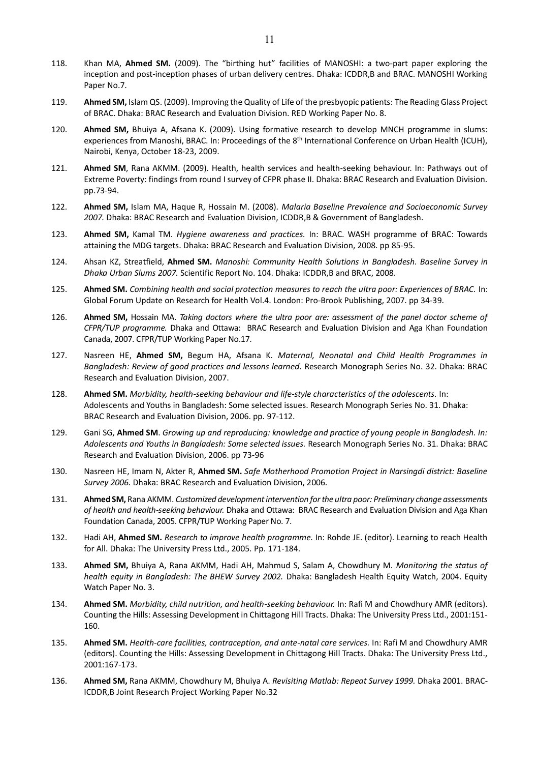118. Khan MA, **Ahmed SM.** (2009). The "birthing hut" facilities of MANOSHI: a two-part paper exploring the inception and post-inception phases of urban delivery centres. Dhaka: ICDDR,B and BRAC. MANOSHI Working Paper No.7.

119. **Ahmed SM,** Islam QS. (2009). Improving the Quality of Life of the presbyopic patients: The Reading Glass Project of BRAC. Dhaka: BRAC Research and Evaluation Division. RED Working Paper No. 8.

120. **Ahmed SM,** Bhuiya A, Afsana K. (2009). Using formative research to develop MNCH programme in slums: experiences from Manoshi, BRAC. In: Proceedings of the 8[th] International Conference on Urban Health (ICUH), Nairobi, Kenya, October 18-23, 2009.

121. **Ahmed SM**, Rana AKMM. (2009). Health, health services and health-seeking behaviour. In: Pathways out of Extreme Poverty: findings from round I survey of CFPR phase II. Dhaka: BRAC Research and Evaluation Division. pp.73-94.

122. **Ahmed SM,** Islam MA, Haque R, Hossain M. (2008). *Malaria Baseline Prevalence and Socioeconomic Survey 2007.* Dhaka: BRAC Research and Evaluation Division, ICDDR,B & Government of Bangladesh.

123. **Ahmed SM,** Kamal TM. *Hygiene awareness and practices.* In: BRAC. WASH programme of BRAC: Towards attaining the MDG targets. Dhaka: BRAC Research and Evaluation Division, 2008. pp 85-95.

124. Ahsan KZ, Streatfield, **Ahmed SM.** *Manoshi: Community Health Solutions in Bangladesh. Baseline Survey in Dhaka Urban Slums 2007.* Scientific Report No. 104. Dhaka: ICDDR,B and BRAC, 2008.

125. **Ahmed SM.** *Combining health and social protection measures to reach the ultra poor: Experiences of BRAC.* In: Global Forum Update on Research for Health Vol.4. London: Pro-Brook Publishing, 2007. pp 34-39.

126. **Ahmed SM,** Hossain MA. *Taking doctors where the ultra poor are: assessment of the panel doctor scheme of CFPR/TUP programme.* Dhaka and Ottawa: BRAC Research and Evaluation Division and Aga Khan Foundation Canada, 2007. CFPR/TUP Working Paper No.17.

127. Nasreen HE, **Ahmed SM,** Begum HA, Afsana K. *Maternal, Neonatal and Child Health Programmes in Bangladesh: Review of good practices and lessons learned.* Research Monograph Series No. 32. Dhaka: BRAC Research and Evaluation Division, 2007.

128. **Ahmed SM.** *Morbidity, health-seeking behaviour and life-style characteristics of the adolescents.* In: Adolescents and Youths in Bangladesh: Some selected issues. Research Monograph Series No. 31. Dhaka: BRAC Research and Evaluation Division, 2006. pp. 97-112.

129. Gani SG, **Ahmed SM**. *Growing up and reproducing: knowledge and practice of young people in Bangladesh. In: Adolescents and Youths in Bangladesh: Some selected issues.* Research Monograph Series No. 31. Dhaka: BRAC Research and Evaluation Division, 2006. pp 73-96

130. Nasreen HE, Imam N, Akter R, **Ahmed SM.** *Safe Motherhood Promotion Project in Narsingdi district: Baseline Survey 2006.* Dhaka: BRAC Research and Evaluation Division, 2006.

131. **Ahmed SM,** Rana AKMM. *Customized development intervention for the ultra poor: Preliminary change assessments of health and health-seeking behaviour.* Dhaka and Ottawa: BRAC Research and Evaluation Division and Aga Khan Foundation Canada, 2005. CFPR/TUP Working Paper No. 7.

132. Hadi AH, **Ahmed SM.** *Research to improve health programme.* In: Rohde JE. (editor). Learning to reach Health for All. Dhaka: The University Press Ltd., 2005. Pp. 171-184.

133. **Ahmed SM,** Bhuiya A, Rana AKMM, Hadi AH, Mahmud S, Salam A, Chowdhury M. *Monitoring the status of health equity in Bangladesh: The BHEW Survey 2002.* Dhaka: Bangladesh Health Equity Watch, 2004. Equity Watch Paper No. 3.

134. **Ahmed SM.** *Morbidity, child nutrition, and health-seeking behaviour.* In: Rafi M and Chowdhury AMR (editors). Counting the Hills: Assessing Development in Chittagong Hill Tracts. Dhaka: The University Press Ltd., 2001:151-160.

135. **Ahmed SM.** *Health-care facilities, contraception, and ante-natal care services.* In: Rafi M and Chowdhury AMR (editors). Counting the Hills: Assessing Development in Chittagong Hill Tracts. Dhaka: The University Press Ltd., 2001:167-173.

136. **Ahmed SM,** Rana AKMM, Chowdhury M, Bhuiya A. *Revisiting Matlab: Repeat Survey 1999.* Dhaka 2001. BRAC-ICDDR,B Joint Research Project Working Paper No.32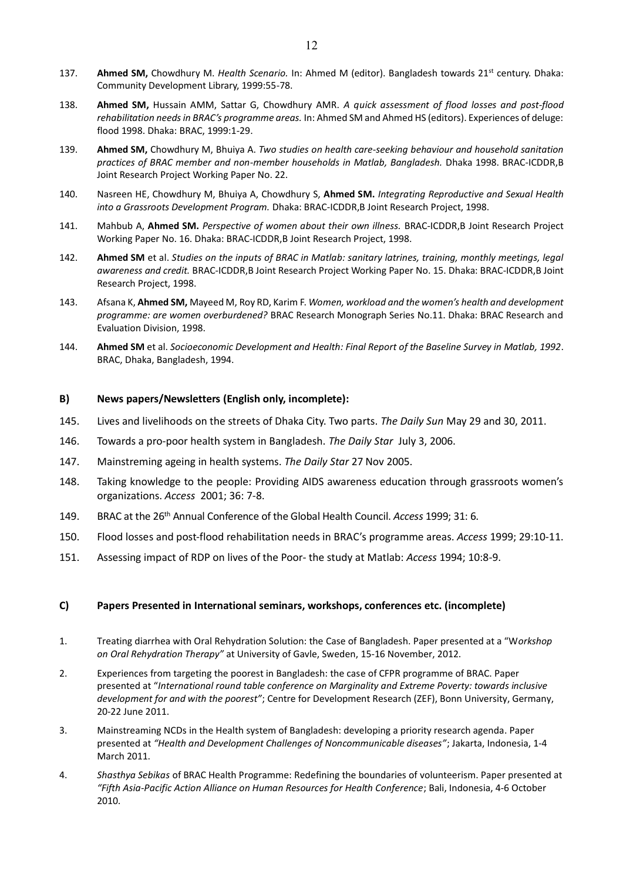137. **Ahmed SM,** Chowdhury M. *Health Scenario.* In: Ahmed M (editor). Bangladesh towards 21st century. Dhaka: Community Development Library, 1999:55-78.

138. **Ahmed SM,** Hussain AMM, Sattar G, Chowdhury AMR. *A quick assessment of flood losses and post-flood rehabilitation needs in BRAC's programme areas.* In: Ahmed SM and Ahmed HS (editors). Experiences of deluge: flood 1998. Dhaka: BRAC, 1999:1-29.

139. **Ahmed SM,** Chowdhury M, Bhuiya A. *Two studies on health care-seeking behaviour and household sanitation practices of BRAC member and non-member households in Matlab, Bangladesh.* Dhaka 1998. BRAC-ICDDR,B Joint Research Project Working Paper No. 22.

140. Nasreen HE, Chowdhury M, Bhuiya A, Chowdhury S, **Ahmed SM.** *Integrating Reproductive and Sexual Health into a Grassroots Development Program.* Dhaka: BRAC-ICDDR,B Joint Research Project, 1998.

141. Mahbub A, **Ahmed SM.** *Perspective of women about their own illness.* BRAC-ICDDR,B Joint Research Project Working Paper No. 16. Dhaka: BRAC-ICDDR,B Joint Research Project, 1998.

142. **Ahmed SM** et al. *Studies on the inputs of BRAC in Matlab: sanitary latrines, training, monthly meetings, legal awareness and credit.* BRAC-ICDDR,B Joint Research Project Working Paper No. 15. Dhaka: BRAC-ICDDR,B Joint Research Project, 1998.

143. Afsana K, **Ahmed SM,** Mayeed M, Roy RD, Karim F. *Women, workload and the women's health and development programme: are women overburdened?* BRAC Research Monograph Series No.11. Dhaka: BRAC Research and Evaluation Division, 1998.

144. **Ahmed SM** et al. *Socioeconomic Development and Health: Final Report of the Baseline Survey in Matlab, 1992*. BRAC, Dhaka, Bangladesh, 1994.

### B) News papers/Newsletters (English only, incomplete):

145. Lives and livelihoods on the streets of Dhaka City. Two parts. *The Daily Sun* May 29 and 30, 2011.

146. Towards a pro-poor health system in Bangladesh. *The Daily Star* July 3, 2006.

147. Mainstreming ageing in health systems. *The Daily Star* 27 Nov 2005.

148. Taking knowledge to the people: Providing AIDS awareness education through grassroots women's organizations. *Access* 2001; 36: 7-8.

149. BRAC at the 26th Annual Conference of the Global Health Council. *Access* 1999; 31: 6.

150. Flood losses and post-flood rehabilitation needs in BRAC's programme areas. *Access* 1999; 29:10-11.

151. Assessing impact of RDP on lives of the Poor- the study at Matlab: *Access* 1994; 10:8-9.

### C) Papers Presented in International seminars, workshops, conferences etc. (incomplete)

1. Treating diarrhea with Oral Rehydration Solution: the Case of Bangladesh. Paper presented at a "W*orkshop on Oral Rehydration Therapy"* at University of Gavle, Sweden, 15-16 November, 2012.

2. Experiences from targeting the poorest in Bangladesh: the case of CFPR programme of BRAC. Paper presented at "*International round table conference on Marginality and Extreme Poverty: towards inclusive development for and with the poorest"*; Centre for Development Research (ZEF), Bonn University, Germany, 20-22 June 2011.

3. Mainstreaming NCDs in the Health system of Bangladesh: developing a priority research agenda. Paper presented at *"Health and Development Challenges of Noncommunicable diseases"*; Jakarta, Indonesia, 1-4 March 2011.

4. *Shasthya Sebikas* of BRAC Health Programme: Redefining the boundaries of volunteerism. Paper presented at *"Fifth Asia-Pacific Action Alliance on Human Resources for Health Conference*; Bali, Indonesia, 4-6 October 2010.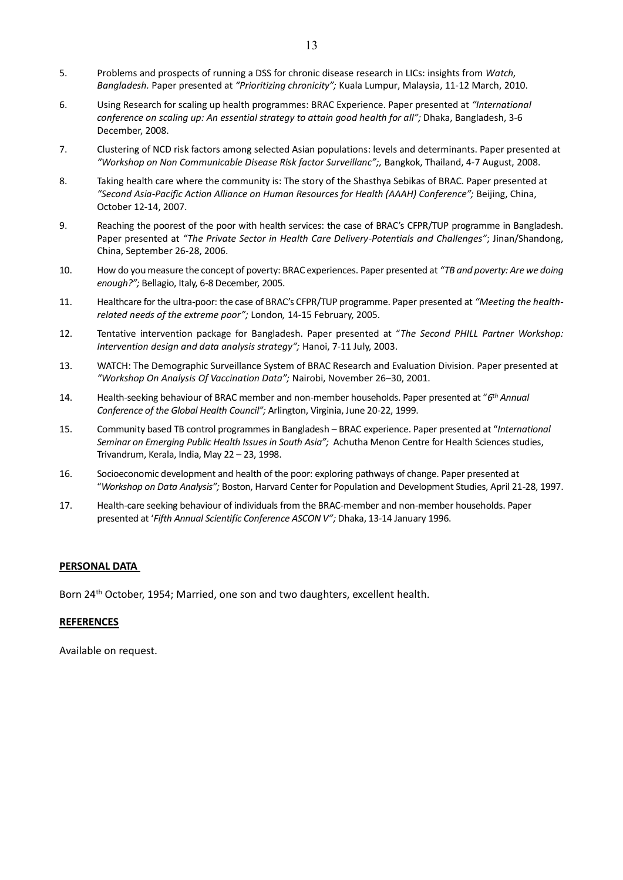5. Problems and prospects of running a DSS for chronic disease research in LICs: insights from *Watch, Bangladesh.* Paper presented at *"Prioritizing chronicity";* Kuala Lumpur, Malaysia, 11-12 March, 2010.

6. Using Research for scaling up health programmes: BRAC Experience. Paper presented at *"International conference on scaling up: An essential strategy to attain good health for all";* Dhaka, Bangladesh, 3-6 December, 2008.

7. Clustering of NCD risk factors among selected Asian populations: levels and determinants. Paper presented at *"Workshop on Non Communicable Disease Risk factor Surveillanc";,* Bangkok, Thailand, 4-7 August, 2008.

8. Taking health care where the community is: The story of the Shasthya Sebikas of BRAC. Paper presented at *"Second Asia-Pacific Action Alliance on Human Resources for Health (AAAH) Conference";* Beijing, China, October 12-14, 2007.

9. Reaching the poorest of the poor with health services: the case of BRAC's CFPR/TUP programme in Bangladesh. Paper presented at *"The Private Sector in Health Care Delivery-Potentials and Challenges"*; Jinan/Shandong, China, September 26-28, 2006.

10. How do you measure the concept of poverty: BRAC experiences. Paper presented at *"TB and poverty: Are we doing enough?";* Bellagio, Italy, 6-8 December, 2005.

11. Healthcare for the ultra-poor: the case of BRAC's CFPR/TUP programme. Paper presented at *"Meeting the health-related needs of the extreme poor";* London, 14-15 February, 2005.

12. Tentative intervention package for Bangladesh. Paper presented at "*The Second PHILL Partner Workshop: Intervention design and data analysis strategy";* Hanoi, 7-11 July, 2003.

13. WATCH: The Demographic Surveillance System of BRAC Research and Evaluation Division. Paper presented at *"Workshop On Analysis Of Vaccination Data";* Nairobi, November 26–30, 2001.

14. Health-seeking behaviour of BRAC member and non-member households. Paper presented at "*6th Annual Conference of the Global Health Council";* Arlington, Virginia, June 20-22, 1999.

15. Community based TB control programmes in Bangladesh – BRAC experience. Paper presented at "*International Seminar on Emerging Public Health Issues in South Asia";* Achutha Menon Centre for Health Sciences studies, Trivandrum, Kerala, India, May 22 – 23, 1998.

16. Socioeconomic development and health of the poor: exploring pathways of change. Paper presented at "*Workshop on Data Analysis";* Boston, Harvard Center for Population and Development Studies, April 21-28, 1997.

17. Health-care seeking behaviour of individuals from the BRAC-member and non-member households. Paper presented at '*Fifth Annual Scientific Conference ASCON V";* Dhaka, 13-14 January 1996.

**PERSONAL DATA**

Born 24th October, 1954; Married, one son and two daughters, excellent health.

**REFERENCES**

Available on request.